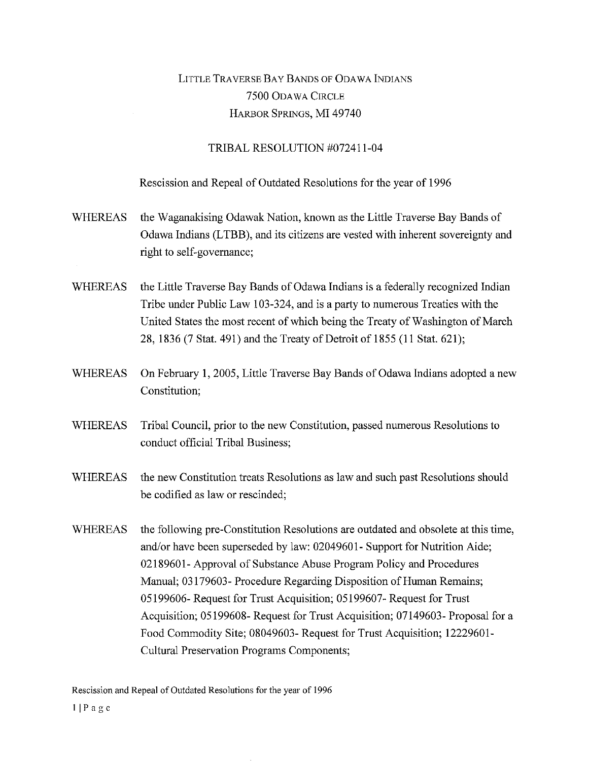LITTLE TRAVERSE BAY BANDS OF ODAWA INDIANS
7500 ODAWA CIRCLE
HARBOR SPRINGS, MI 49740

TRIBAL RESOLUTION #072411-04

Rescission and Repeal of Outdated Resolutions for the year of 1996

WHEREAS the Waganakising Odawak Nation, known as the Little Traverse Bay Bands of Odawa Indians (LTBB), and its citizens are vested with inherent sovereignty and right to self-governance;

WHEREAS the Little Traverse Bay Bands of Odawa Indians is a federally recognized Indian Tribe under Public Law 103-324, and is a party to numerous Treaties with the United States the most recent of which being the Treaty of Washington of March 28, 1836 (7 Stat. 491) and the Treaty of Detroit of 1855 (11 Stat. 621);

WHEREAS On February 1, 2005, Little Traverse Bay Bands of Odawa Indians adopted a new Constitution;

WHEREAS Tribal Council, prior to the new Constitution, passed numerous Resolutions to conduct official Tribal Business;

WHEREAS the new Constitution treats Resolutions as law and such past Resolutions should be codified as law or rescinded;

WHEREAS the following pre-Constitution Resolutions are outdated and obsolete at this time, and/or have been superseded by law: 02049601- Support for Nutrition Aide; 02189601- Approval of Substance Abuse Program Policy and Procedures Manual; 03179603- Procedure Regarding Disposition of Human Remains; 05199606- Request for Trust Acquisition; 05199607- Request for Trust Acquisition; 05199608- Request for Trust Acquisition; 07149603- Proposal for a Food Commodity Site; 08049603- Request for Trust Acquisition; 12229601- Cultural Preservation Programs Components;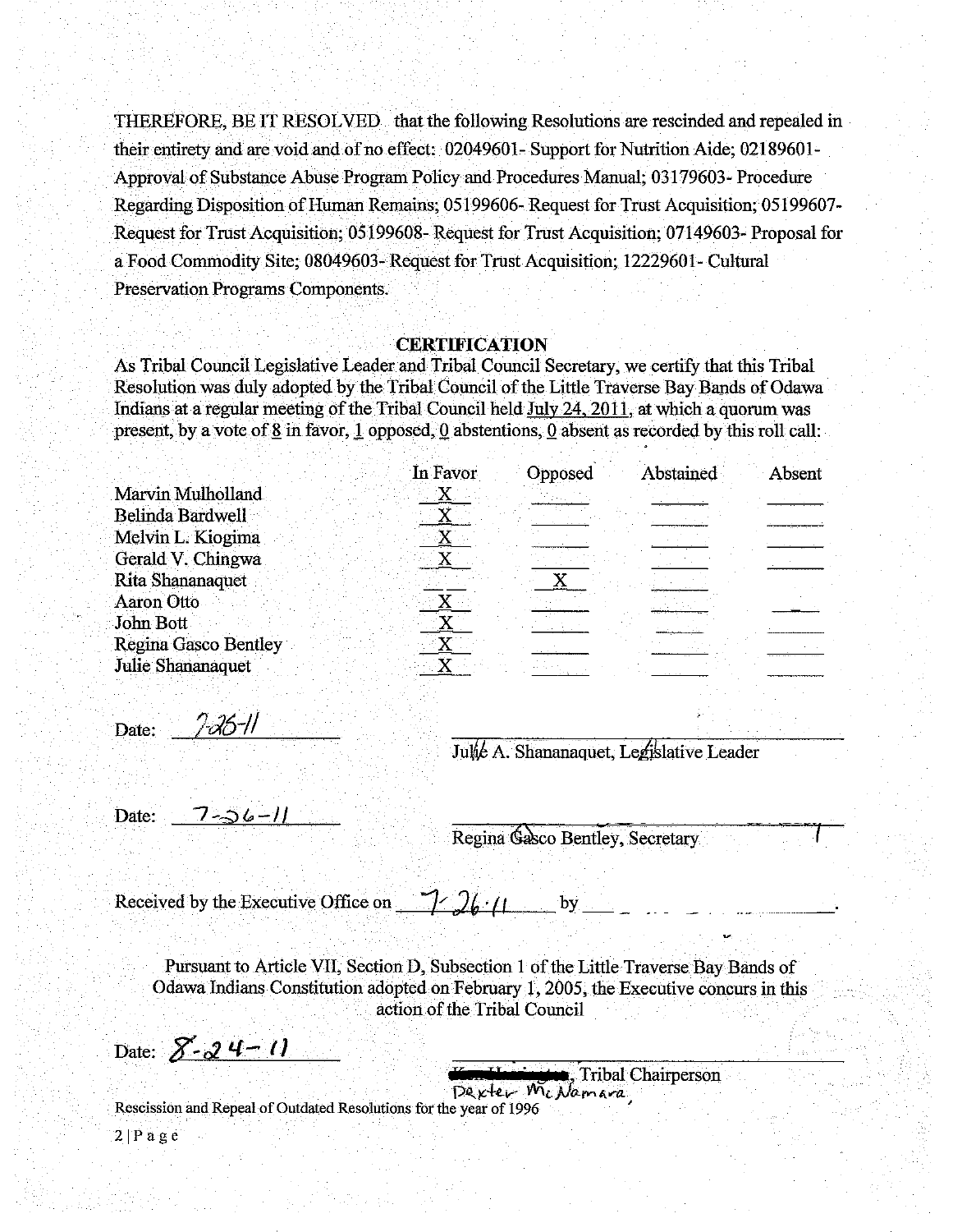THEREFORE, BE IT RESOLVED that the following Resolutions are rescinded and repealed in their entirety and are void and of no effect: 02049601- Support for Nutrition Aide; 02189601- Approval of Substance Abuse Program Policy and Procedures Manual; 03179603- Procedure Regarding Disposition of Human Remains; 05199606- Request for Trust Acquisition; 05199607- Request for Trust Acquisition; 05199608- Request for Trust Acquisition; 07149603- Proposal for a Food Commodity Site; 08049603- Request for Trust Acquisition; 12229601- Cultural Preservation Programs Components.

## CERTIFICATION

As Tribal Council Legislative Leader and Tribal Council Secretary, we certify that this Tribal Resolution was duly adopted by the Tribal Council of the Little Traverse Bay Bands of Odawa Indians at a regular meeting of the Tribal Council held July 24, 2011, at which a quorum was present, by a vote of 8 in favor, 1 opposed, 0 abstentions, 0 absent as recorded by this roll call:

| | In Favor | Opposed | Abstained | Absent |
|---|---|---|---|---|
| Marvin Mulholland | X | | | |
| Belinda Bardwell | X | | | |
| Melvin L. Kiogima | X | | | |
| Gerald V. Chingwa | X | | | |
| Rita Shananaquet | | X | | |
| Aaron Otto | X | | | |
| John Bott | X | | | |
| Regina Gasco Bentley | X | | | |
| Julie Shananaquet | X | | | |

Date: 7-26-11

Julie A. Shananaquet, Legislative Leader

Date: 7-26-11

Regina Gasco Bentley, Secretary

Received by the Executive Office on 7-26-11 by \_\_\_\_\_\_\_\_.

Pursuant to Article VII, Section D, Subsection 1 of the Little Traverse Bay Bands of Odawa Indians Constitution adopted on February 1, 2005, the Executive concurs in this action of the Tribal Council

Date: 8-24-11

Tribal Chairperson
Dexter McNamara

Rescission and Repeal of Outdated Resolutions for the year of 1996